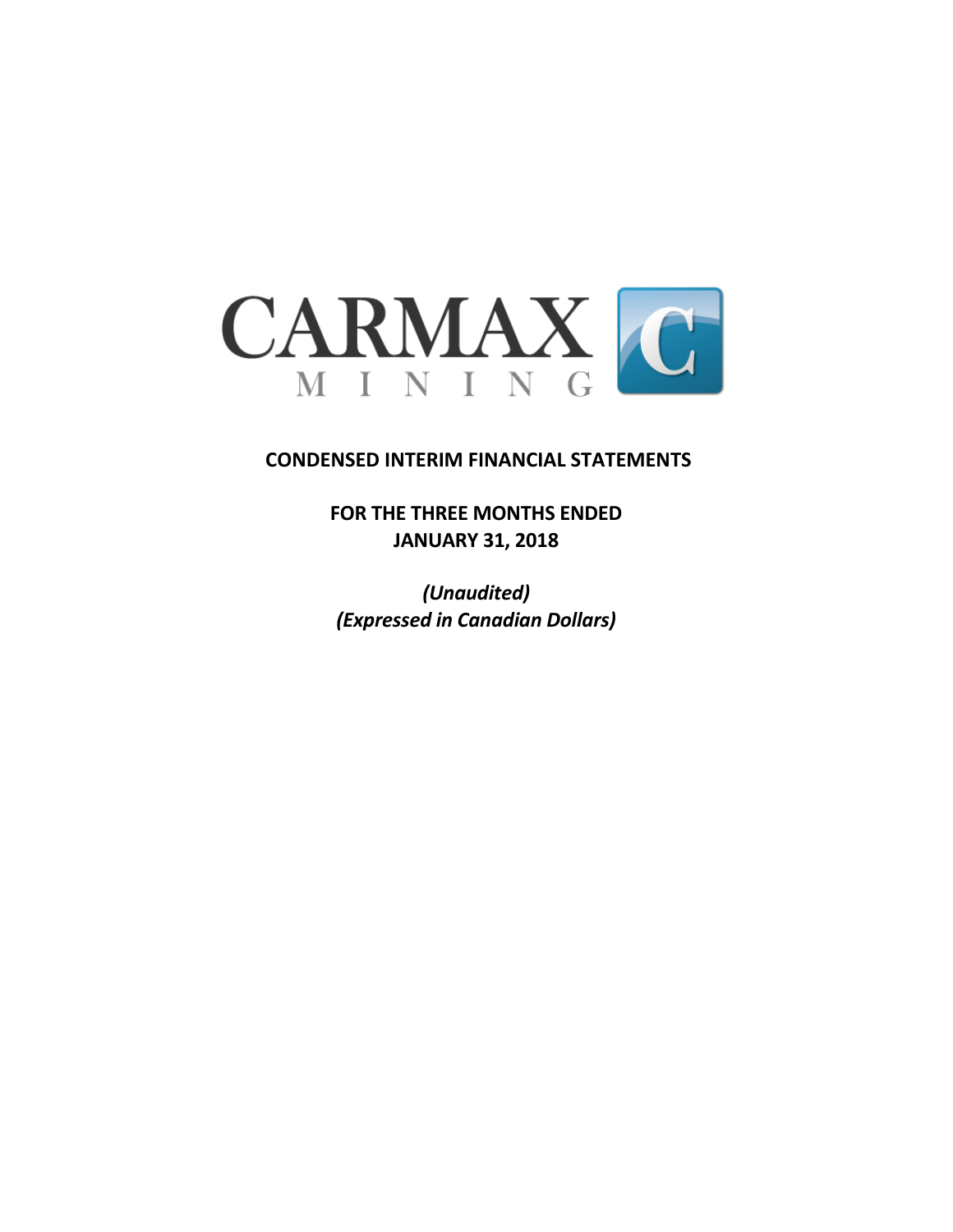CARMAX MINING

# CONDENSED INTERIM FINANCIAL STATEMENTS

## FOR THE THREE MONTHS ENDED JANUARY 31, 2018

*(Unaudited)*
*(Expressed in Canadian Dollars)*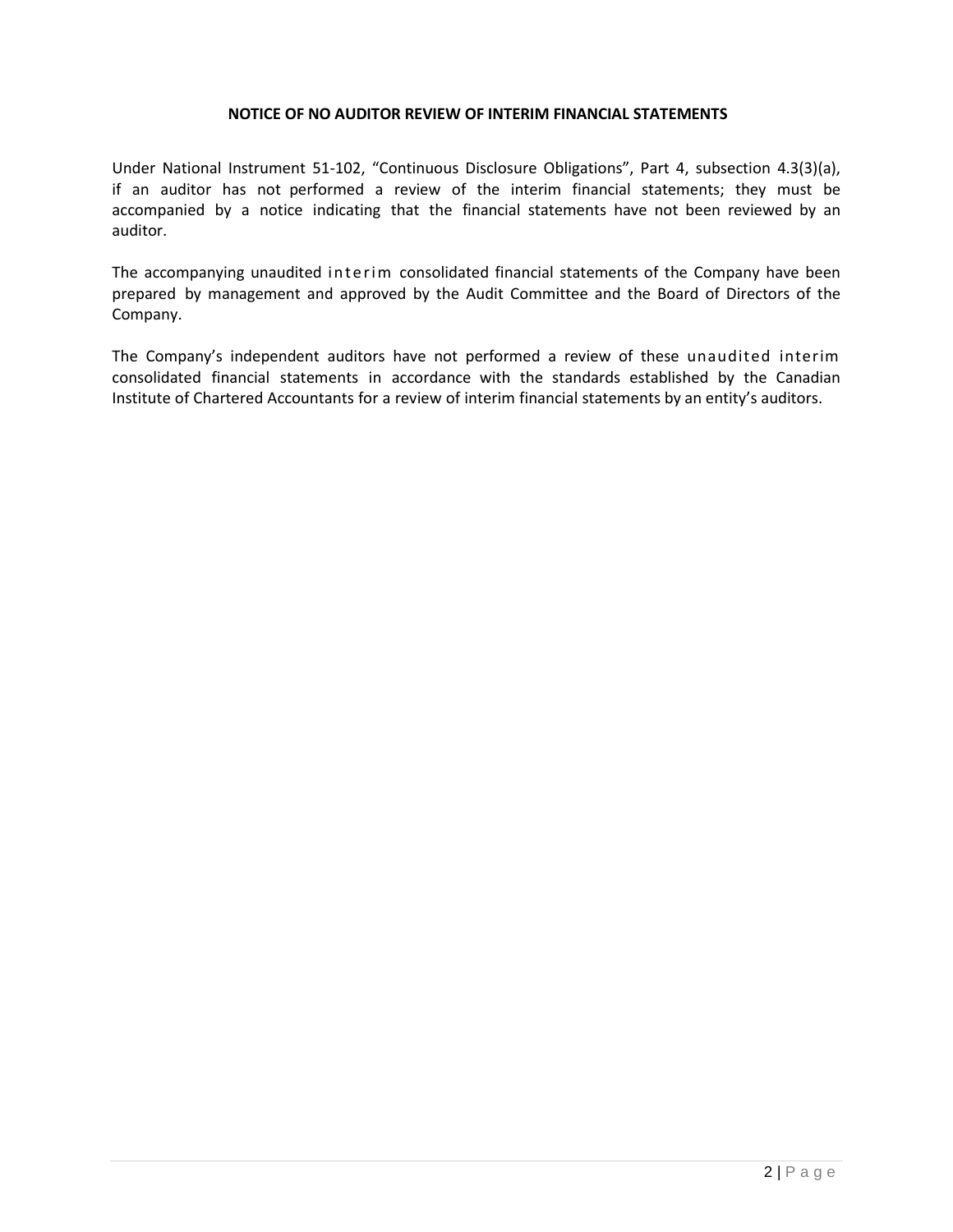**NOTICE OF NO AUDITOR REVIEW OF INTERIM FINANCIAL STATEMENTS**

Under National Instrument 51-102, "Continuous Disclosure Obligations", Part 4, subsection 4.3(3)(a), if an auditor has not performed a review of the interim financial statements; they must be accompanied by a notice indicating that the financial statements have not been reviewed by an auditor.

The accompanying unaudited interim consolidated financial statements of the Company have been prepared by management and approved by the Audit Committee and the Board of Directors of the Company.

The Company's independent auditors have not performed a review of these unaudited interim consolidated financial statements in accordance with the standards established by the Canadian Institute of Chartered Accountants for a review of interim financial statements by an entity's auditors.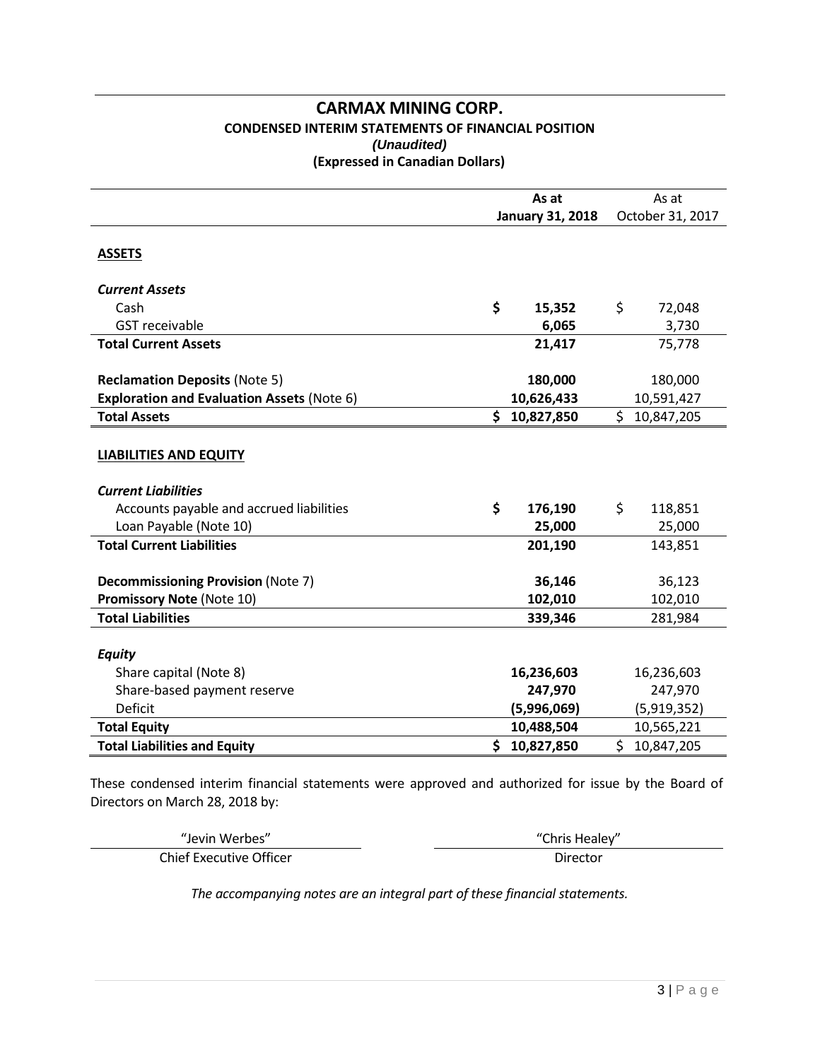# CARMAX MINING CORP.

## CONDENSED INTERIM STATEMENTS OF FINANCIAL POSITION

*(Unaudited)*

**(Expressed in Canadian Dollars)**

| | **As at January 31, 2018** | As at October 31, 2017 |
|---|---|---|
| **ASSETS** | | |
| ***Current Assets*** | | |
| Cash | **$ 15,352** | $ 72,048 |
| GST receivable | **6,065** | 3,730 |
| **Total Current Assets** | **21,417** | 75,778 |
| **Reclamation Deposits** (Note 5) | **180,000** | 180,000 |
| **Exploration and Evaluation Assets** (Note 6) | **10,626,433** | 10,591,427 |
| **Total Assets** | **$ 10,827,850** | $ 10,847,205 |
| **LIABILITIES AND EQUITY** | | |
| ***Current Liabilities*** | | |
| Accounts payable and accrued liabilities | **$ 176,190** | $ 118,851 |
| Loan Payable (Note 10) | **25,000** | 25,000 |
| **Total Current Liabilities** | **201,190** | 143,851 |
| **Decommissioning Provision** (Note 7) | **36,146** | 36,123 |
| **Promissory Note** (Note 10) | **102,010** | 102,010 |
| **Total Liabilities** | **339,346** | 281,984 |
| ***Equity*** | | |
| Share capital (Note 8) | **16,236,603** | 16,236,603 |
| Share-based payment reserve | **247,970** | 247,970 |
| Deficit | **(5,996,069)** | (5,919,352) |
| **Total Equity** | **10,488,504** | 10,565,221 |
| **Total Liabilities and Equity** | **$ 10,827,850** | $ 10,847,205 |

These condensed interim financial statements were approved and authorized for issue by the Board of Directors on March 28, 2018 by:

| "Jevin Werbes" | "Chris Healey" |
|---|---|
| Chief Executive Officer | Director |

*The accompanying notes are an integral part of these financial statements.*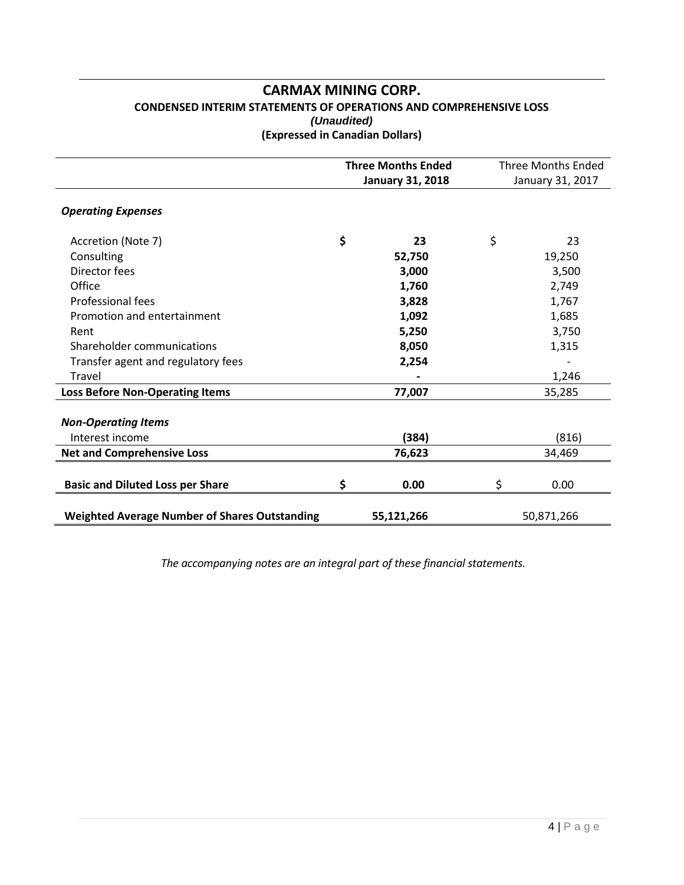# CARMAX MINING CORP.

## CONDENSED INTERIM STATEMENTS OF OPERATIONS AND COMPREHENSIVE LOSS

*(Unaudited)*

**(Expressed in Canadian Dollars)**

| | **Three Months Ended January 31, 2018** | Three Months Ended January 31, 2017 |
|---|---|---|
| ***Operating Expenses*** | | |
| Accretion (Note 7) | **$ 23** | $ 23 |
| Consulting | **52,750** | 19,250 |
| Director fees | **3,000** | 3,500 |
| Office | **1,760** | 2,749 |
| Professional fees | **3,828** | 1,767 |
| Promotion and entertainment | **1,092** | 1,685 |
| Rent | **5,250** | 3,750 |
| Shareholder communications | **8,050** | 1,315 |
| Transfer agent and regulatory fees | **2,254** | - |
| Travel | **-** | 1,246 |
| **Loss Before Non-Operating Items** | **77,007** | 35,285 |
| ***Non-Operating Items*** | | |
| Interest income | **(384)** | (816) |
| **Net and Comprehensive Loss** | **76,623** | 34,469 |
| **Basic and Diluted Loss per Share** | **$ 0.00** | $ 0.00 |
| **Weighted Average Number of Shares Outstanding** | **55,121,266** | 50,871,266 |

*The accompanying notes are an integral part of these financial statements.*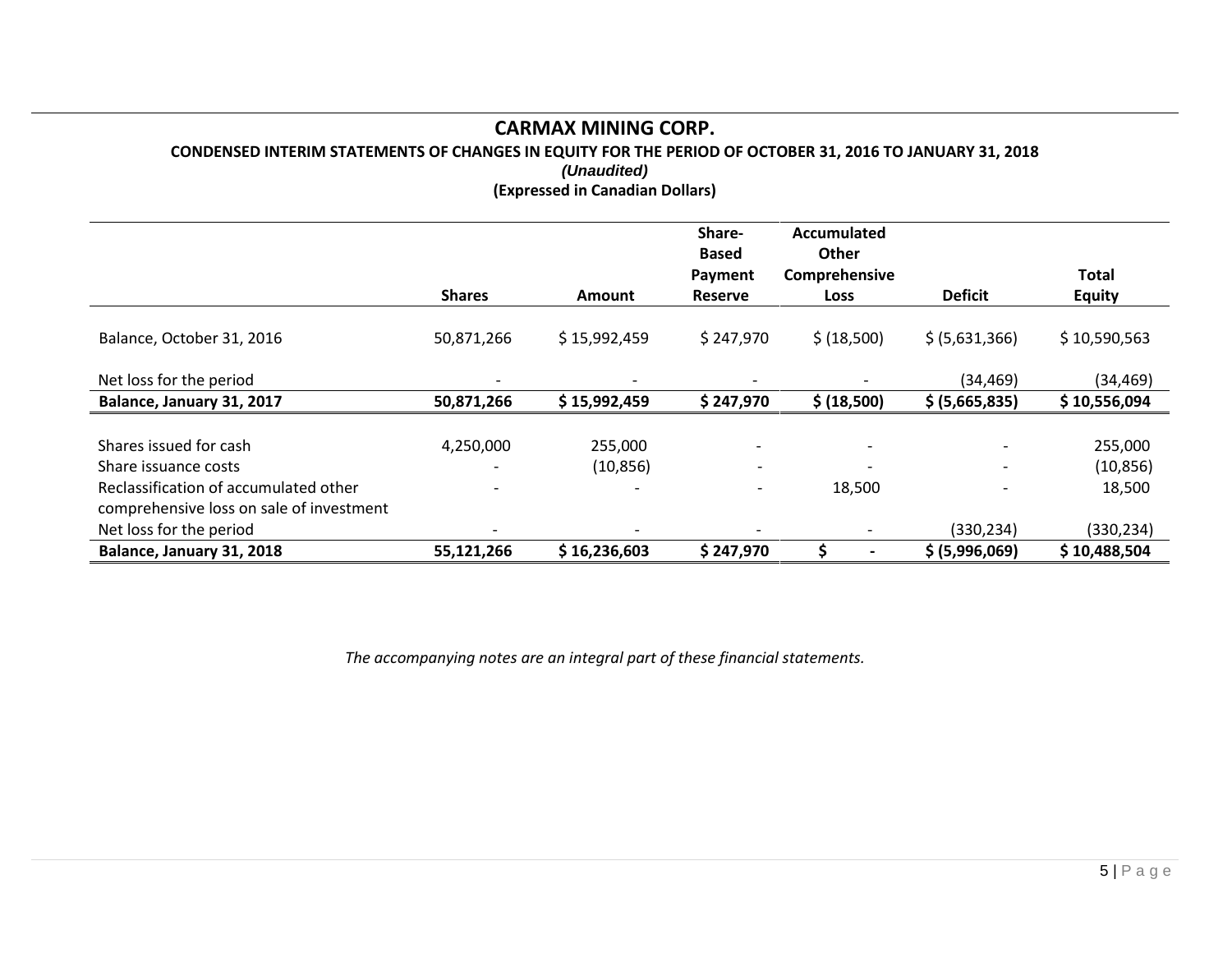# CARMAX MINING CORP.

**CONDENSED INTERIM STATEMENTS OF CHANGES IN EQUITY FOR THE PERIOD OF OCTOBER 31, 2016 TO JANUARY 31, 2018**

***(Unaudited)***

**(Expressed in Canadian Dollars)**

| | Shares | Amount | Share-Based Payment Reserve | Accumulated Other Comprehensive Loss | Deficit | Total Equity |
|---|---|---|---|---|---|---|
| Balance, October 31, 2016 | 50,871,266 | $ 15,992,459 | $ 247,970 | $ (18,500) | $ (5,631,366) | $ 10,590,563 |
| Net loss for the period | - | - | - | - | (34,469) | (34,469) |
| **Balance, January 31, 2017** | **50,871,266** | **$ 15,992,459** | **$ 247,970** | **$ (18,500)** | **$ (5,665,835)** | **$ 10,556,094** |
| Shares issued for cash | 4,250,000 | 255,000 | - | - | - | 255,000 |
| Share issuance costs | - | (10,856) | - | - | - | (10,856) |
| Reclassification of accumulated other comprehensive loss on sale of investment | - | - | - | 18,500 | - | 18,500 |
| Net loss for the period | - | - | - | - | (330,234) | (330,234) |
| **Balance, January 31, 2018** | **55,121,266** | **$ 16,236,603** | **$ 247,970** | **$ -** | **$ (5,996,069)** | **$ 10,488,504** |

*The accompanying notes are an integral part of these financial statements.*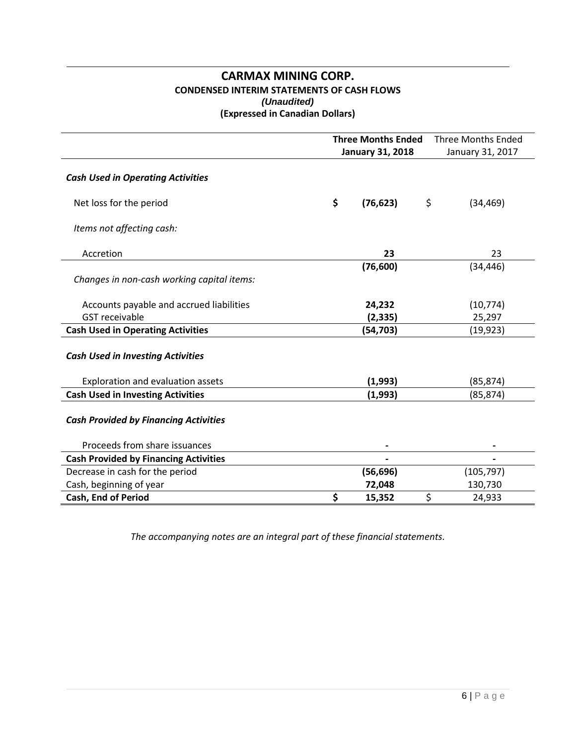# CARMAX MINING CORP.

## CONDENSED INTERIM STATEMENTS OF CASH FLOWS

*(Unaudited)*

**(Expressed in Canadian Dollars)**

| | **Three Months Ended January 31, 2018** | Three Months Ended January 31, 2017 |
|---|---|---|
| ***Cash Used in Operating Activities*** | | |
| Net loss for the period | **$ (76,623)** | $ (34,469) |
| *Items not affecting cash:* | | |
| Accretion | **23** | 23 |
| | **(76,600)** | (34,446) |
| *Changes in non-cash working capital items:* | | |
| Accounts payable and accrued liabilities | **24,232** | (10,774) |
| GST receivable | **(2,335)** | 25,297 |
| **Cash Used in Operating Activities** | **(54,703)** | (19,923) |
| ***Cash Used in Investing Activities*** | | |
| Exploration and evaluation assets | **(1,993)** | (85,874) |
| **Cash Used in Investing Activities** | **(1,993)** | (85,874) |
| ***Cash Provided by Financing Activities*** | | |
| Proceeds from share issuances | **-** | - |
| **Cash Provided by Financing Activities** | **-** | - |
| Decrease in cash for the period | **(56,696)** | (105,797) |
| Cash, beginning of year | **72,048** | 130,730 |
| **Cash, End of Period** | **$ 15,352** | $ 24,933 |

*The accompanying notes are an integral part of these financial statements.*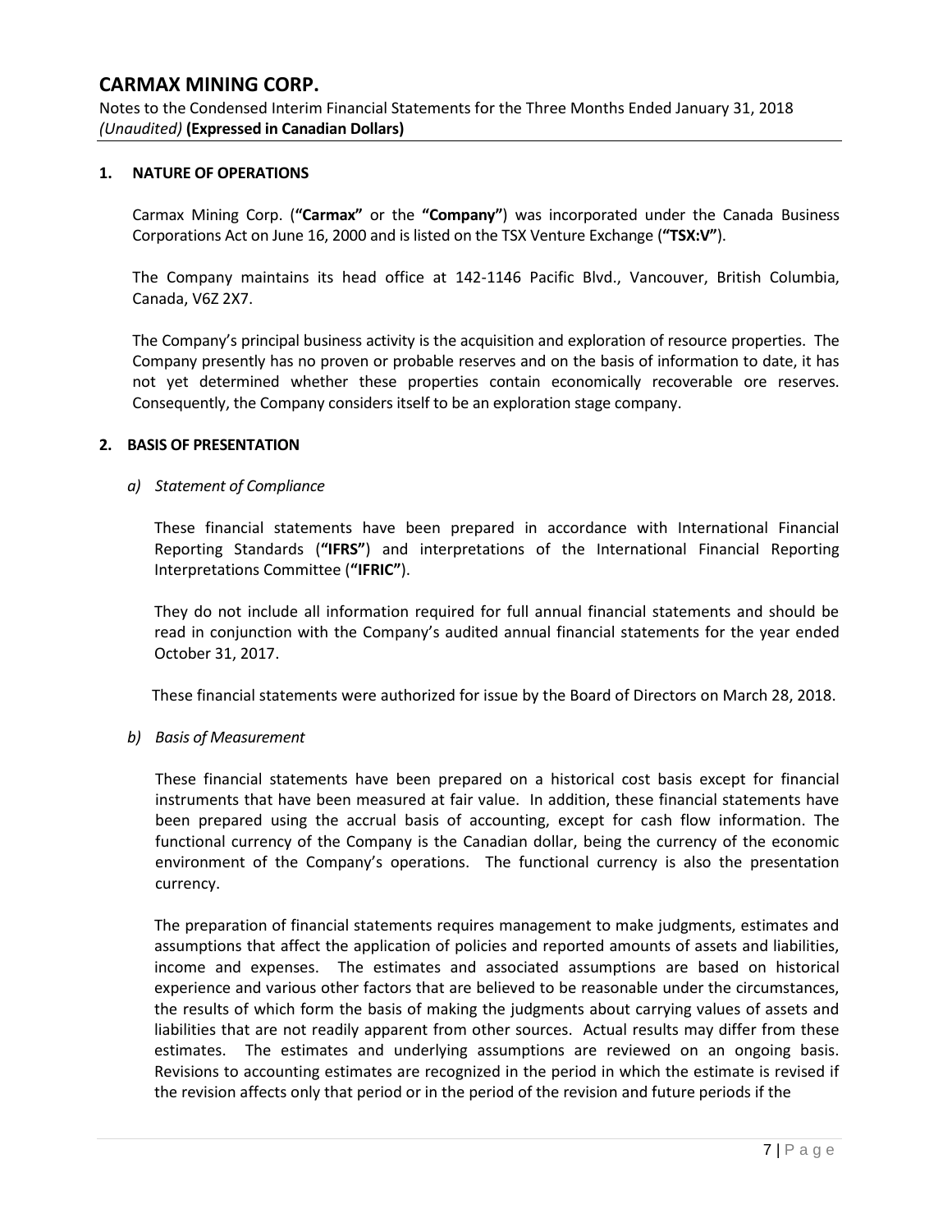## 1. NATURE OF OPERATIONS

Carmax Mining Corp. (**"Carmax"** or the **"Company"**) was incorporated under the Canada Business Corporations Act on June 16, 2000 and is listed on the TSX Venture Exchange (**"TSX:V"**).

The Company maintains its head office at 142-1146 Pacific Blvd., Vancouver, British Columbia, Canada, V6Z 2X7.

The Company's principal business activity is the acquisition and exploration of resource properties. The Company presently has no proven or probable reserves and on the basis of information to date, it has not yet determined whether these properties contain economically recoverable ore reserves. Consequently, the Company considers itself to be an exploration stage company.

## 2. BASIS OF PRESENTATION

*a) Statement of Compliance*

These financial statements have been prepared in accordance with International Financial Reporting Standards (**"IFRS"**) and interpretations of the International Financial Reporting Interpretations Committee (**"IFRIC"**).

They do not include all information required for full annual financial statements and should be read in conjunction with the Company's audited annual financial statements for the year ended October 31, 2017.

These financial statements were authorized for issue by the Board of Directors on March 28, 2018.

*b) Basis of Measurement*

These financial statements have been prepared on a historical cost basis except for financial instruments that have been measured at fair value. In addition, these financial statements have been prepared using the accrual basis of accounting, except for cash flow information. The functional currency of the Company is the Canadian dollar, being the currency of the economic environment of the Company's operations. The functional currency is also the presentation currency.

The preparation of financial statements requires management to make judgments, estimates and assumptions that affect the application of policies and reported amounts of assets and liabilities, income and expenses. The estimates and associated assumptions are based on historical experience and various other factors that are believed to be reasonable under the circumstances, the results of which form the basis of making the judgments about carrying values of assets and liabilities that are not readily apparent from other sources. Actual results may differ from these estimates. The estimates and underlying assumptions are reviewed on an ongoing basis. Revisions to accounting estimates are recognized in the period in which the estimate is revised if the revision affects only that period or in the period of the revision and future periods if the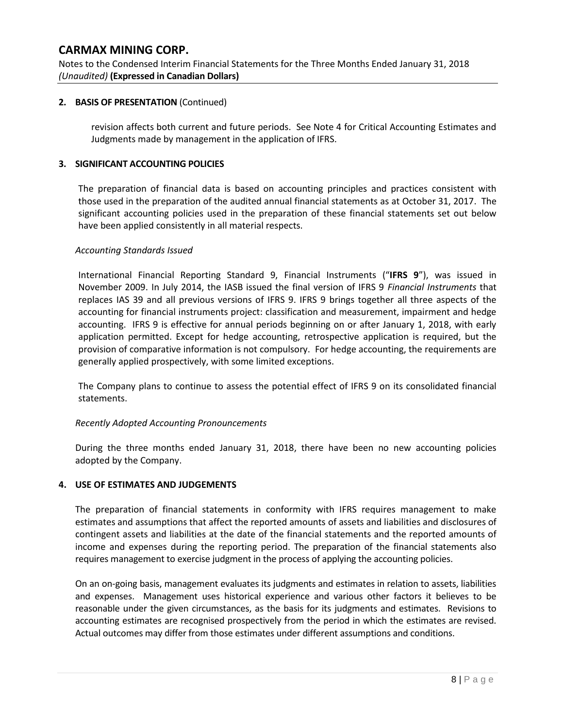## 2. BASIS OF PRESENTATION (Continued)

revision affects both current and future periods. See Note 4 for Critical Accounting Estimates and Judgments made by management in the application of IFRS.

## 3. SIGNIFICANT ACCOUNTING POLICIES

The preparation of financial data is based on accounting principles and practices consistent with those used in the preparation of the audited annual financial statements as at October 31, 2017. The significant accounting policies used in the preparation of these financial statements set out below have been applied consistently in all material respects.

*Accounting Standards Issued*

International Financial Reporting Standard 9, Financial Instruments ("**IFRS 9**"), was issued in November 2009. In July 2014, the IASB issued the final version of IFRS 9 *Financial Instruments* that replaces IAS 39 and all previous versions of IFRS 9. IFRS 9 brings together all three aspects of the accounting for financial instruments project: classification and measurement, impairment and hedge accounting. IFRS 9 is effective for annual periods beginning on or after January 1, 2018, with early application permitted. Except for hedge accounting, retrospective application is required, but the provision of comparative information is not compulsory. For hedge accounting, the requirements are generally applied prospectively, with some limited exceptions.

The Company plans to continue to assess the potential effect of IFRS 9 on its consolidated financial statements.

*Recently Adopted Accounting Pronouncements*

During the three months ended January 31, 2018, there have been no new accounting policies adopted by the Company.

## 4. USE OF ESTIMATES AND JUDGEMENTS

The preparation of financial statements in conformity with IFRS requires management to make estimates and assumptions that affect the reported amounts of assets and liabilities and disclosures of contingent assets and liabilities at the date of the financial statements and the reported amounts of income and expenses during the reporting period. The preparation of the financial statements also requires management to exercise judgment in the process of applying the accounting policies.

On an on-going basis, management evaluates its judgments and estimates in relation to assets, liabilities and expenses. Management uses historical experience and various other factors it believes to be reasonable under the given circumstances, as the basis for its judgments and estimates. Revisions to accounting estimates are recognised prospectively from the period in which the estimates are revised. Actual outcomes may differ from those estimates under different assumptions and conditions.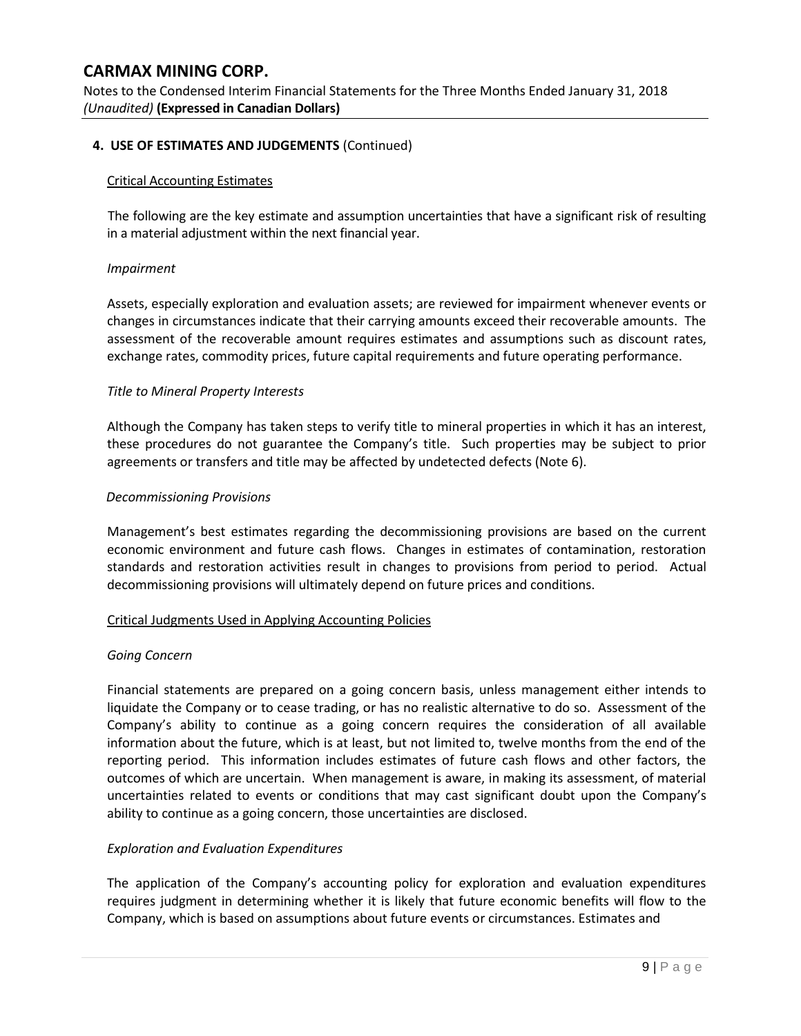## 4. USE OF ESTIMATES AND JUDGEMENTS (Continued)

Critical Accounting Estimates

The following are the key estimate and assumption uncertainties that have a significant risk of resulting in a material adjustment within the next financial year.

*Impairment*

Assets, especially exploration and evaluation assets; are reviewed for impairment whenever events or changes in circumstances indicate that their carrying amounts exceed their recoverable amounts. The assessment of the recoverable amount requires estimates and assumptions such as discount rates, exchange rates, commodity prices, future capital requirements and future operating performance.

*Title to Mineral Property Interests*

Although the Company has taken steps to verify title to mineral properties in which it has an interest, these procedures do not guarantee the Company's title. Such properties may be subject to prior agreements or transfers and title may be affected by undetected defects (Note 6).

*Decommissioning Provisions*

Management's best estimates regarding the decommissioning provisions are based on the current economic environment and future cash flows. Changes in estimates of contamination, restoration standards and restoration activities result in changes to provisions from period to period. Actual decommissioning provisions will ultimately depend on future prices and conditions.

Critical Judgments Used in Applying Accounting Policies

*Going Concern*

Financial statements are prepared on a going concern basis, unless management either intends to liquidate the Company or to cease trading, or has no realistic alternative to do so. Assessment of the Company's ability to continue as a going concern requires the consideration of all available information about the future, which is at least, but not limited to, twelve months from the end of the reporting period. This information includes estimates of future cash flows and other factors, the outcomes of which are uncertain. When management is aware, in making its assessment, of material uncertainties related to events or conditions that may cast significant doubt upon the Company's ability to continue as a going concern, those uncertainties are disclosed.

*Exploration and Evaluation Expenditures*

The application of the Company's accounting policy for exploration and evaluation expenditures requires judgment in determining whether it is likely that future economic benefits will flow to the Company, which is based on assumptions about future events or circumstances. Estimates and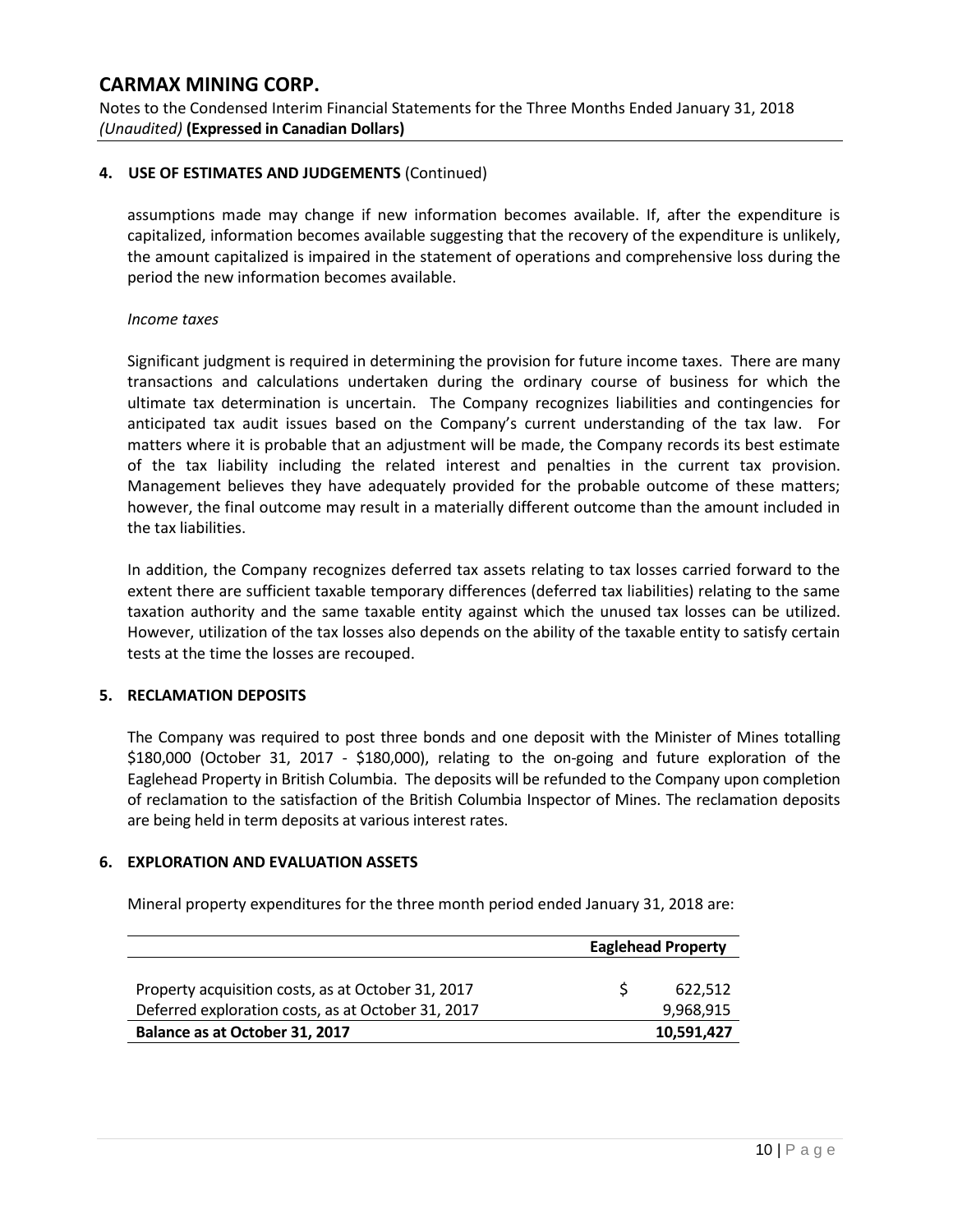## 4. USE OF ESTIMATES AND JUDGEMENTS (Continued)

assumptions made may change if new information becomes available. If, after the expenditure is capitalized, information becomes available suggesting that the recovery of the expenditure is unlikely, the amount capitalized is impaired in the statement of operations and comprehensive loss during the period the new information becomes available.

*Income taxes*

Significant judgment is required in determining the provision for future income taxes. There are many transactions and calculations undertaken during the ordinary course of business for which the ultimate tax determination is uncertain. The Company recognizes liabilities and contingencies for anticipated tax audit issues based on the Company's current understanding of the tax law. For matters where it is probable that an adjustment will be made, the Company records its best estimate of the tax liability including the related interest and penalties in the current tax provision. Management believes they have adequately provided for the probable outcome of these matters; however, the final outcome may result in a materially different outcome than the amount included in the tax liabilities.

In addition, the Company recognizes deferred tax assets relating to tax losses carried forward to the extent there are sufficient taxable temporary differences (deferred tax liabilities) relating to the same taxation authority and the same taxable entity against which the unused tax losses can be utilized. However, utilization of the tax losses also depends on the ability of the taxable entity to satisfy certain tests at the time the losses are recouped.

## 5. RECLAMATION DEPOSITS

The Company was required to post three bonds and one deposit with the Minister of Mines totalling $180,000 (October 31, 2017 - $180,000), relating to the on-going and future exploration of the Eaglehead Property in British Columbia. The deposits will be refunded to the Company upon completion of reclamation to the satisfaction of the British Columbia Inspector of Mines. The reclamation deposits are being held in term deposits at various interest rates.

## 6. EXPLORATION AND EVALUATION ASSETS

Mineral property expenditures for the three month period ended January 31, 2018 are:

| | Eaglehead Property |
|---|---|
| Property acquisition costs, as at October 31, 2017 | $ 622,512 |
| Deferred exploration costs, as at October 31, 2017 | 9,968,915 |
| **Balance as at October 31, 2017** | **10,591,427** |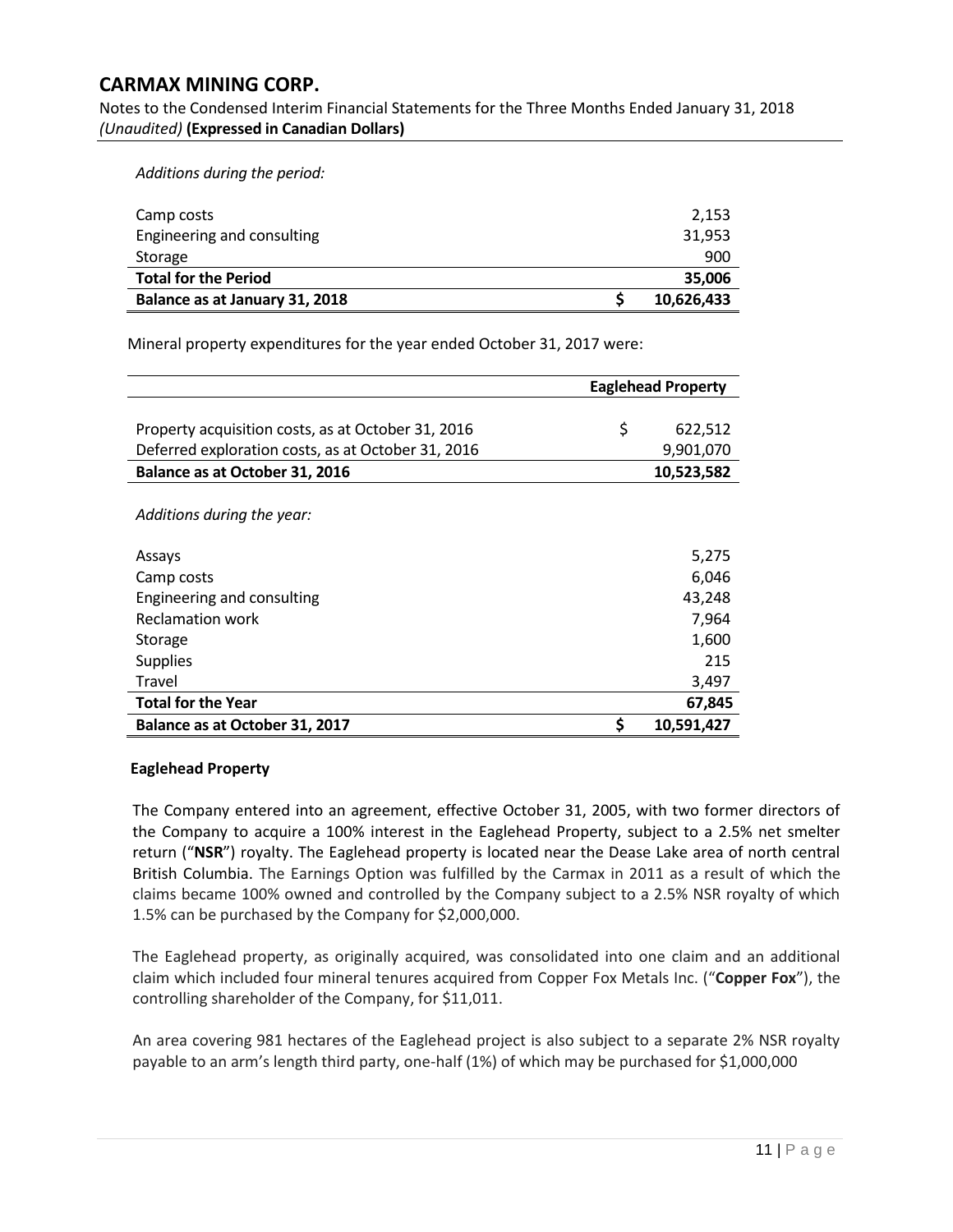*Additions during the period:*

| | | |
|---|---|---|
| Camp costs | | 2,153 |
| Engineering and consulting | | 31,953 |
| Storage | | 900 |
| **Total for the Period** | | **35,006** |
| **Balance as at January 31, 2018** | **$** | **10,626,433** |

Mineral property expenditures for the year ended October 31, 2017 were:

| | | **Eaglehead Property** |
|---|---|---|
| Property acquisition costs, as at October 31, 2016 | $ | 622,512 |
| Deferred exploration costs, as at October 31, 2016 | | 9,901,070 |
| **Balance as at October 31, 2016** | | **10,523,582** |
| *Additions during the year:* | | |
| Assays | | 5,275 |
| Camp costs | | 6,046 |
| Engineering and consulting | | 43,248 |
| Reclamation work | | 7,964 |
| Storage | | 1,600 |
| Supplies | | 215 |
| Travel | | 3,497 |
| **Total for the Year** | | **67,845** |
| **Balance as at October 31, 2017** | **$** | **10,591,427** |

**Eaglehead Property**

The Company entered into an agreement, effective October 31, 2005, with two former directors of the Company to acquire a 100% interest in the Eaglehead Property, subject to a 2.5% net smelter return ("**NSR**") royalty. The Eaglehead property is located near the Dease Lake area of north central British Columbia. The Earnings Option was fulfilled by the Carmax in 2011 as a result of which the claims became 100% owned and controlled by the Company subject to a 2.5% NSR royalty of which 1.5% can be purchased by the Company for $2,000,000.

The Eaglehead property, as originally acquired, was consolidated into one claim and an additional claim which included four mineral tenures acquired from Copper Fox Metals Inc. ("**Copper Fox**"), the controlling shareholder of the Company, for $11,011.

An area covering 981 hectares of the Eaglehead project is also subject to a separate 2% NSR royalty payable to an arm's length third party, one-half (1%) of which may be purchased for $1,000,000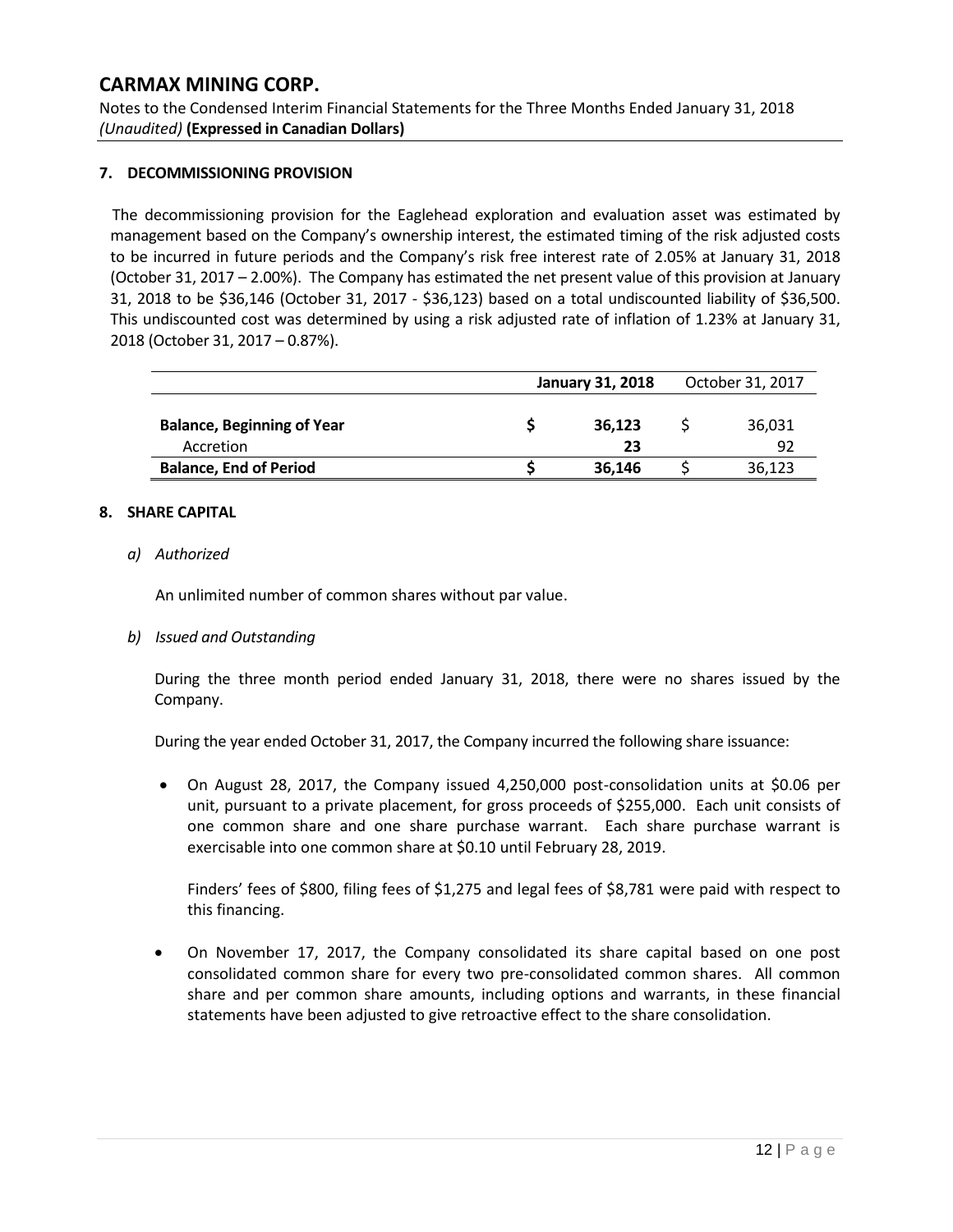## 7. DECOMMISSIONING PROVISION

The decommissioning provision for the Eaglehead exploration and evaluation asset was estimated by management based on the Company's ownership interest, the estimated timing of the risk adjusted costs to be incurred in future periods and the Company's risk free interest rate of 2.05% at January 31, 2018 (October 31, 2017 – 2.00%). The Company has estimated the net present value of this provision at January 31, 2018 to be $36,146 (October 31, 2017 - $36,123) based on a total undiscounted liability of $36,500. This undiscounted cost was determined by using a risk adjusted rate of inflation of 1.23% at January 31, 2018 (October 31, 2017 – 0.87%).

| | January 31, 2018 | October 31, 2017 |
|---|---|---|
| **Balance, Beginning of Year** | **$ 36,123** | $ 36,031 |
| Accretion | **23** | 92 |
| **Balance, End of Period** | **$ 36,146** | $ 36,123 |

## 8. SHARE CAPITAL

*a) Authorized*

An unlimited number of common shares without par value.

*b) Issued and Outstanding*

During the three month period ended January 31, 2018, there were no shares issued by the Company.

During the year ended October 31, 2017, the Company incurred the following share issuance:

- On August 28, 2017, the Company issued 4,250,000 post-consolidation units at $0.06 per unit, pursuant to a private placement, for gross proceeds of $255,000. Each unit consists of one common share and one share purchase warrant. Each share purchase warrant is exercisable into one common share at $0.10 until February 28, 2019.

  Finders' fees of $800, filing fees of $1,275 and legal fees of $8,781 were paid with respect to this financing.

- On November 17, 2017, the Company consolidated its share capital based on one post consolidated common share for every two pre-consolidated common shares. All common share and per common share amounts, including options and warrants, in these financial statements have been adjusted to give retroactive effect to the share consolidation.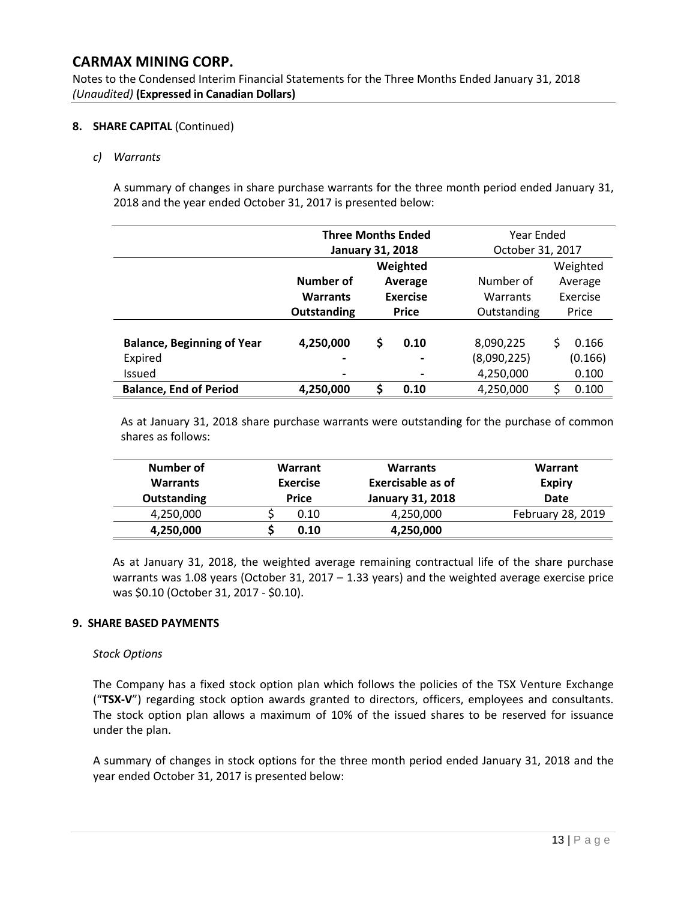# CARMAX MINING CORP.

Notes to the Condensed Interim Financial Statements for the Three Months Ended January 31, 2018
*(Unaudited)* **(Expressed in Canadian Dollars)**

## 8. SHARE CAPITAL (Continued)

### *c) Warrants*

A summary of changes in share purchase warrants for the three month period ended January 31, 2018 and the year ended October 31, 2017 is presented below:

| | **Three Months Ended January 31, 2018** | | Year Ended October 31, 2017 | |
|---|---|---|---|---|
| | **Number of Warrants Outstanding** | **Weighted Average Exercise Price** | Number of Warrants Outstanding | Weighted Average Exercise Price |
| **Balance, Beginning of Year** | **4,250,000** | **$ 0.10** | 8,090,225 | $ 0.166 |
| Expired | - | - | (8,090,225) | (0.166) |
| Issued | - | - | 4,250,000 | 0.100 |
| **Balance, End of Period** | **4,250,000** | **$ 0.10** | 4,250,000 | $ 0.100 |

As at January 31, 2018 share purchase warrants were outstanding for the purchase of common shares as follows:

| **Number of Warrants Outstanding** | **Warrant Exercise Price** | **Warrants Exercisable as of January 31, 2018** | **Warrant Expiry Date** |
|---|---|---|---|
| 4,250,000 | $ 0.10 | 4,250,000 | February 28, 2019 |
| **4,250,000** | **$ 0.10** | **4,250,000** | |

As at January 31, 2018, the weighted average remaining contractual life of the share purchase warrants was 1.08 years (October 31, 2017 – 1.33 years) and the weighted average exercise price was $0.10 (October 31, 2017 - $0.10).

## 9. SHARE BASED PAYMENTS

*Stock Options*

The Company has a fixed stock option plan which follows the policies of the TSX Venture Exchange ("**TSX-V**") regarding stock option awards granted to directors, officers, employees and consultants. The stock option plan allows a maximum of 10% of the issued shares to be reserved for issuance under the plan.

A summary of changes in stock options for the three month period ended January 31, 2018 and the year ended October 31, 2017 is presented below: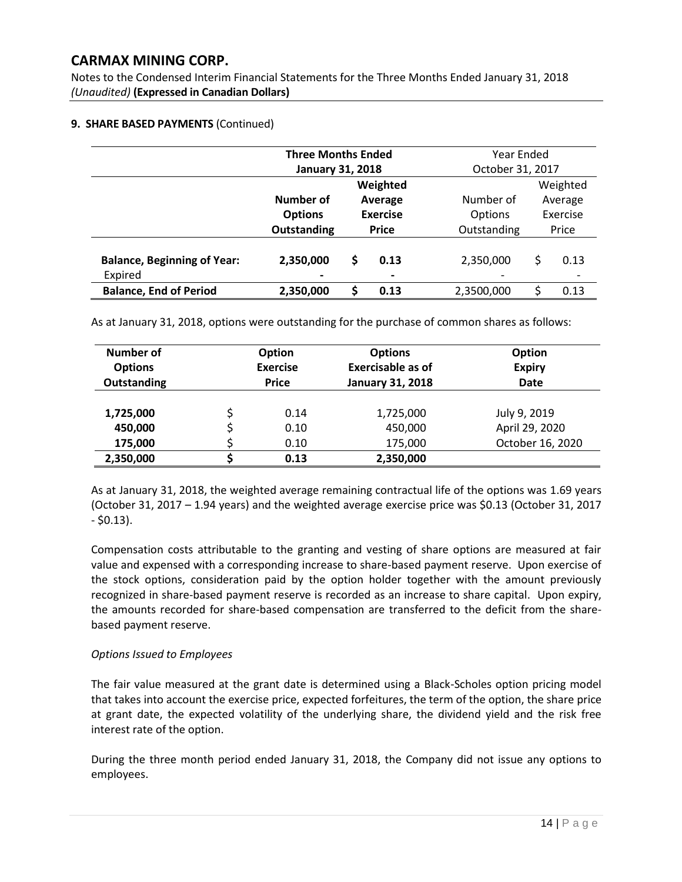**9. SHARE BASED PAYMENTS** (Continued)

| | **Three Months Ended January 31, 2018** | | Year Ended October 31, 2017 | |
|---|---|---|---|---|
| | **Number of Options Outstanding** | **Weighted Average Exercise Price** | Number of Options Outstanding | Weighted Average Exercise Price |
| **Balance, Beginning of Year:** | **2,350,000** | **$ 0.13** | 2,350,000 | $ 0.13 |
| Expired | **-** | **-** | - | - |
| **Balance, End of Period** | **2,350,000** | **$ 0.13** | 2,3500,000 | $ 0.13 |

As at January 31, 2018, options were outstanding for the purchase of common shares as follows:

| **Number of Options Outstanding** | **Option Exercise Price** | **Options Exercisable as of January 31, 2018** | **Option Expiry Date** |
|---|---|---|---|
| **1,725,000** | $ 0.14 | 1,725,000 | July 9, 2019 |
| **450,000** | $ 0.10 | 450,000 | April 29, 2020 |
| **175,000** | $ 0.10 | 175,000 | October 16, 2020 |
| **2,350,000** | **$ 0.13** | **2,350,000** | |

As at January 31, 2018, the weighted average remaining contractual life of the options was 1.69 years (October 31, 2017 – 1.94 years) and the weighted average exercise price was $0.13 (October 31, 2017 - $0.13).

Compensation costs attributable to the granting and vesting of share options are measured at fair value and expensed with a corresponding increase to share-based payment reserve. Upon exercise of the stock options, consideration paid by the option holder together with the amount previously recognized in share-based payment reserve is recorded as an increase to share capital. Upon expiry, the amounts recorded for share-based compensation are transferred to the deficit from the share-based payment reserve.

*Options Issued to Employees*

The fair value measured at the grant date is determined using a Black-Scholes option pricing model that takes into account the exercise price, expected forfeitures, the term of the option, the share price at grant date, the expected volatility of the underlying share, the dividend yield and the risk free interest rate of the option.

During the three month period ended January 31, 2018, the Company did not issue any options to employees.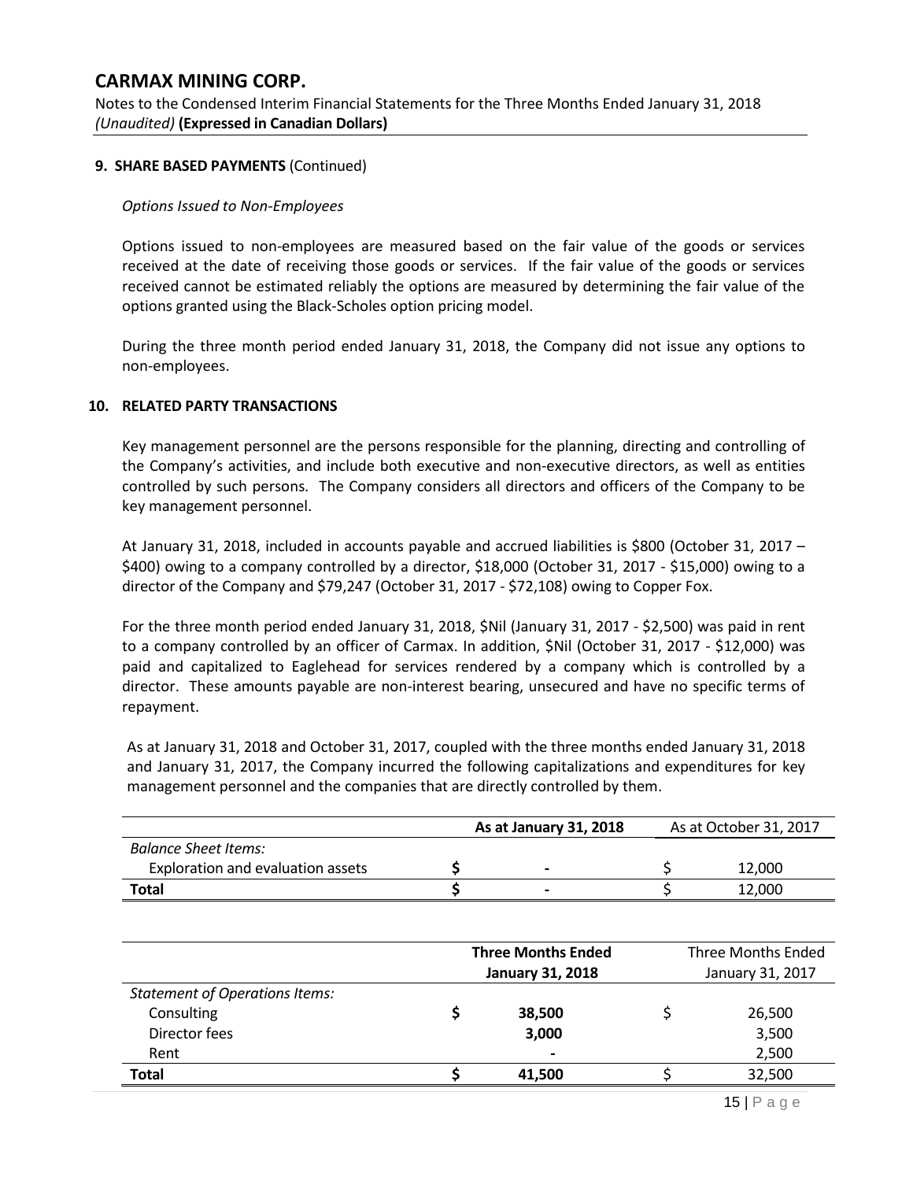**9. SHARE BASED PAYMENTS** (Continued)

*Options Issued to Non-Employees*

Options issued to non-employees are measured based on the fair value of the goods or services received at the date of receiving those goods or services. If the fair value of the goods or services received cannot be estimated reliably the options are measured by determining the fair value of the options granted using the Black-Scholes option pricing model.

During the three month period ended January 31, 2018, the Company did not issue any options to non-employees.

**10. RELATED PARTY TRANSACTIONS**

Key management personnel are the persons responsible for the planning, directing and controlling of the Company's activities, and include both executive and non-executive directors, as well as entities controlled by such persons. The Company considers all directors and officers of the Company to be key management personnel.

At January 31, 2018, included in accounts payable and accrued liabilities is $800 (October 31, 2017 – $400) owing to a company controlled by a director, $18,000 (October 31, 2017 - $15,000) owing to a director of the Company and $79,247 (October 31, 2017 - $72,108) owing to Copper Fox.

For the three month period ended January 31, 2018, $Nil (January 31, 2017 - $2,500) was paid in rent to a company controlled by an officer of Carmax. In addition, $Nil (October 31, 2017 - $12,000) was paid and capitalized to Eaglehead for services rendered by a company which is controlled by a director. These amounts payable are non-interest bearing, unsecured and have no specific terms of repayment.

As at January 31, 2018 and October 31, 2017, coupled with the three months ended January 31, 2018 and January 31, 2017, the Company incurred the following capitalizations and expenditures for key management personnel and the companies that are directly controlled by them.

| | **As at January 31, 2018** | As at October 31, 2017 |
|---|---|---|
| *Balance Sheet Items:* | | |
| Exploration and evaluation assets | **$ -** | $ 12,000 |
| **Total** | **$ -** | $ 12,000 |

| | **Three Months Ended January 31, 2018** | Three Months Ended January 31, 2017 |
|---|---|---|
| *Statement of Operations Items:* | | |
| Consulting | **$ 38,500** | $ 26,500 |
| Director fees | **3,000** | 3,500 |
| Rent | **-** | 2,500 |
| **Total** | **$ 41,500** | $ 32,500 |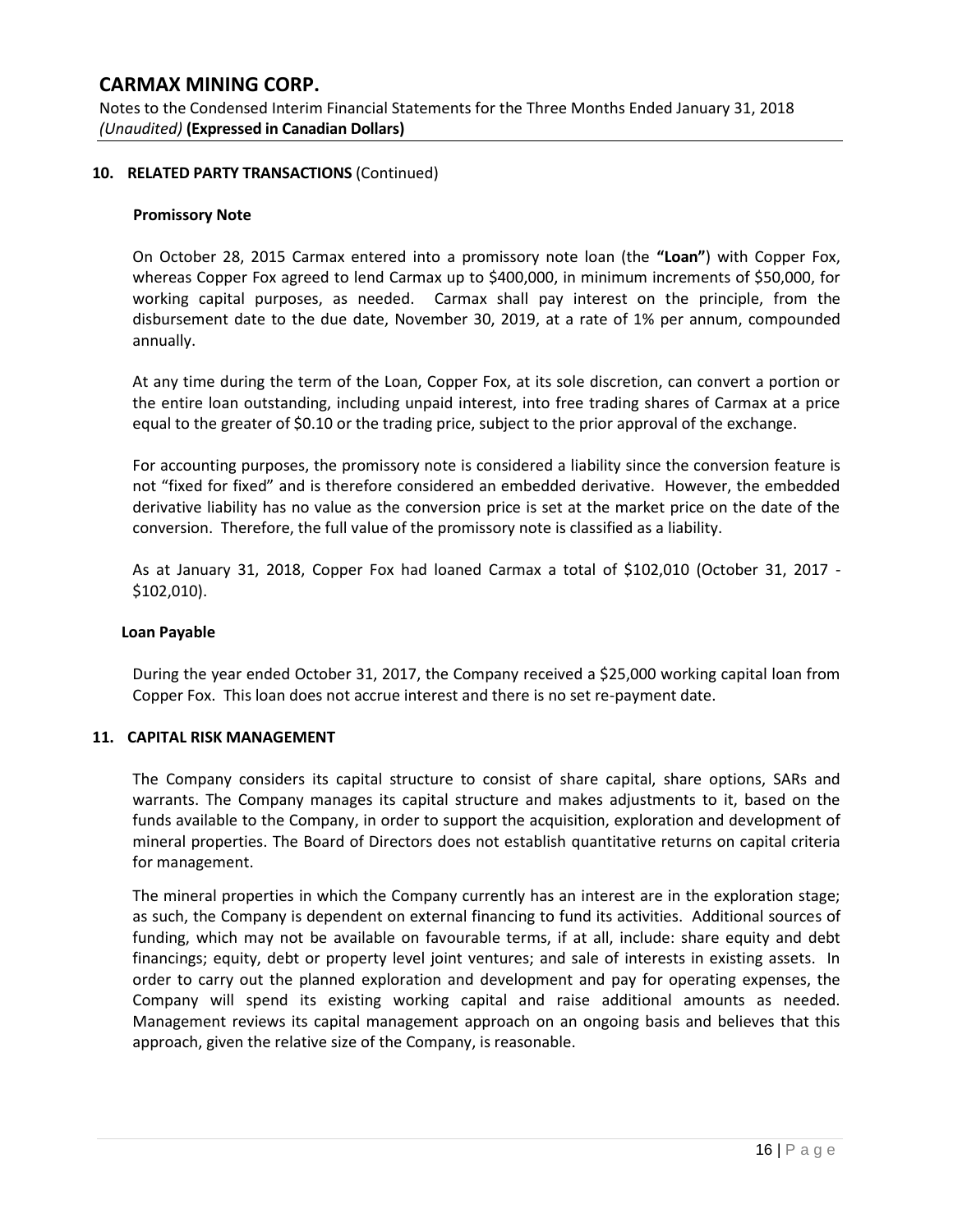### 10. RELATED PARTY TRANSACTIONS (Continued)

**Promissory Note**

On October 28, 2015 Carmax entered into a promissory note loan (the **"Loan"**) with Copper Fox, whereas Copper Fox agreed to lend Carmax up to $400,000, in minimum increments of $50,000, for working capital purposes, as needed. Carmax shall pay interest on the principle, from the disbursement date to the due date, November 30, 2019, at a rate of 1% per annum, compounded annually.

At any time during the term of the Loan, Copper Fox, at its sole discretion, can convert a portion or the entire loan outstanding, including unpaid interest, into free trading shares of Carmax at a price equal to the greater of $0.10 or the trading price, subject to the prior approval of the exchange.

For accounting purposes, the promissory note is considered a liability since the conversion feature is not "fixed for fixed" and is therefore considered an embedded derivative. However, the embedded derivative liability has no value as the conversion price is set at the market price on the date of the conversion. Therefore, the full value of the promissory note is classified as a liability.

As at January 31, 2018, Copper Fox had loaned Carmax a total of $102,010 (October 31, 2017 - $102,010).

**Loan Payable**

During the year ended October 31, 2017, the Company received a $25,000 working capital loan from Copper Fox. This loan does not accrue interest and there is no set re-payment date.

### 11. CAPITAL RISK MANAGEMENT

The Company considers its capital structure to consist of share capital, share options, SARs and warrants. The Company manages its capital structure and makes adjustments to it, based on the funds available to the Company, in order to support the acquisition, exploration and development of mineral properties. The Board of Directors does not establish quantitative returns on capital criteria for management.

The mineral properties in which the Company currently has an interest are in the exploration stage; as such, the Company is dependent on external financing to fund its activities. Additional sources of funding, which may not be available on favourable terms, if at all, include: share equity and debt financings; equity, debt or property level joint ventures; and sale of interests in existing assets. In order to carry out the planned exploration and development and pay for operating expenses, the Company will spend its existing working capital and raise additional amounts as needed. Management reviews its capital management approach on an ongoing basis and believes that this approach, given the relative size of the Company, is reasonable.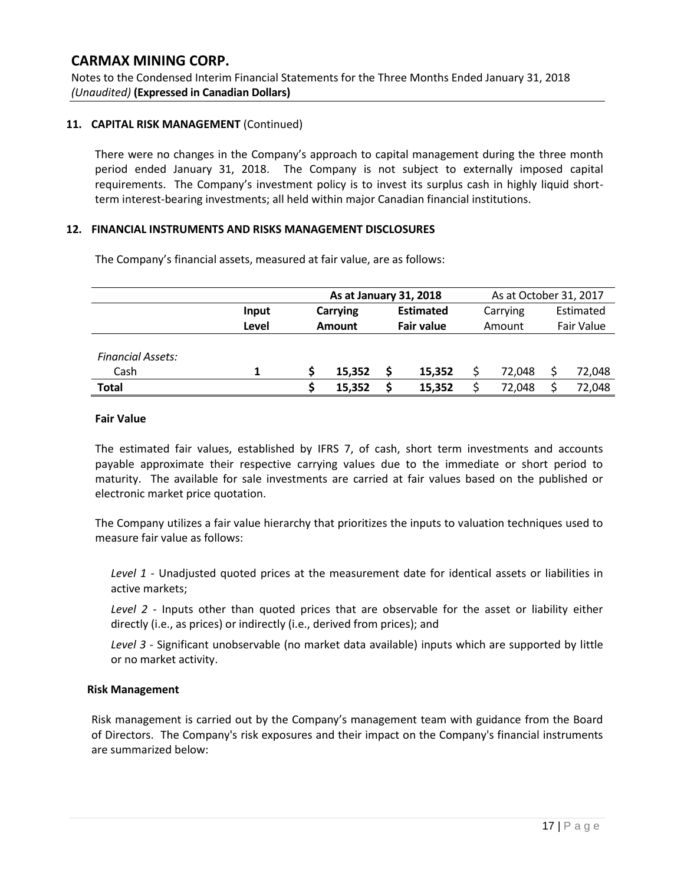## 11. CAPITAL RISK MANAGEMENT (Continued)

There were no changes in the Company's approach to capital management during the three month period ended January 31, 2018. The Company is not subject to externally imposed capital requirements. The Company's investment policy is to invest its surplus cash in highly liquid short-term interest-bearing investments; all held within major Canadian financial institutions.

## 12. FINANCIAL INSTRUMENTS AND RISKS MANAGEMENT DISCLOSURES

The Company's financial assets, measured at fair value, are as follows:

| | | **As at January 31, 2018** | | As at October 31, 2017 | |
|---|---|---|---|---|---|
| | **Input Level** | **Carrying Amount** | **Estimated Fair value** | Carrying Amount | Estimated Fair Value |
| *Financial Assets:* | | | | | |
| Cash | **1** | **$ 15,352** | **$ 15,352** | $ 72,048 | $ 72,048 |
| **Total** | | **$ 15,352** | **$ 15,352** | $ 72,048 | $ 72,048 |

### Fair Value

The estimated fair values, established by IFRS 7, of cash, short term investments and accounts payable approximate their respective carrying values due to the immediate or short period to maturity. The available for sale investments are carried at fair values based on the published or electronic market price quotation.

The Company utilizes a fair value hierarchy that prioritizes the inputs to valuation techniques used to measure fair value as follows:

*Level 1* - Unadjusted quoted prices at the measurement date for identical assets or liabilities in active markets;

*Level 2* - Inputs other than quoted prices that are observable for the asset or liability either directly (i.e., as prices) or indirectly (i.e., derived from prices); and

*Level 3* - Significant unobservable (no market data available) inputs which are supported by little or no market activity.

### Risk Management

Risk management is carried out by the Company's management team with guidance from the Board of Directors. The Company's risk exposures and their impact on the Company's financial instruments are summarized below: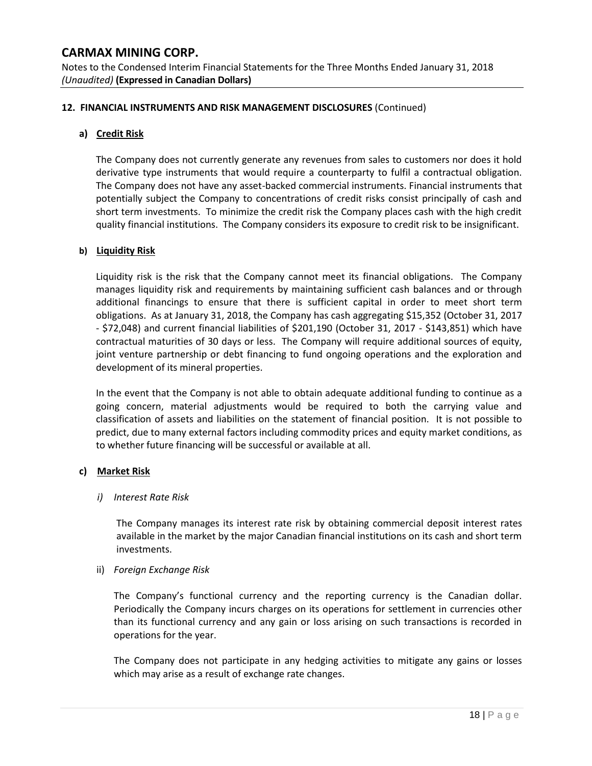### 12. FINANCIAL INSTRUMENTS AND RISK MANAGEMENT DISCLOSURES (Continued)

#### a) Credit Risk

The Company does not currently generate any revenues from sales to customers nor does it hold derivative type instruments that would require a counterparty to fulfil a contractual obligation. The Company does not have any asset-backed commercial instruments. Financial instruments that potentially subject the Company to concentrations of credit risks consist principally of cash and short term investments. To minimize the credit risk the Company places cash with the high credit quality financial institutions. The Company considers its exposure to credit risk to be insignificant.

#### b) Liquidity Risk

Liquidity risk is the risk that the Company cannot meet its financial obligations. The Company manages liquidity risk and requirements by maintaining sufficient cash balances and or through additional financings to ensure that there is sufficient capital in order to meet short term obligations. As at January 31, 2018, the Company has cash aggregating $15,352 (October 31, 2017 - $72,048) and current financial liabilities of $201,190 (October 31, 2017 - $143,851) which have contractual maturities of 30 days or less. The Company will require additional sources of equity, joint venture partnership or debt financing to fund ongoing operations and the exploration and development of its mineral properties.

In the event that the Company is not able to obtain adequate additional funding to continue as a going concern, material adjustments would be required to both the carrying value and classification of assets and liabilities on the statement of financial position. It is not possible to predict, due to many external factors including commodity prices and equity market conditions, as to whether future financing will be successful or available at all.

#### c) Market Risk

*i) Interest Rate Risk*

The Company manages its interest rate risk by obtaining commercial deposit interest rates available in the market by the major Canadian financial institutions on its cash and short term investments.

ii) *Foreign Exchange Risk*

The Company's functional currency and the reporting currency is the Canadian dollar. Periodically the Company incurs charges on its operations for settlement in currencies other than its functional currency and any gain or loss arising on such transactions is recorded in operations for the year.

The Company does not participate in any hedging activities to mitigate any gains or losses which may arise as a result of exchange rate changes.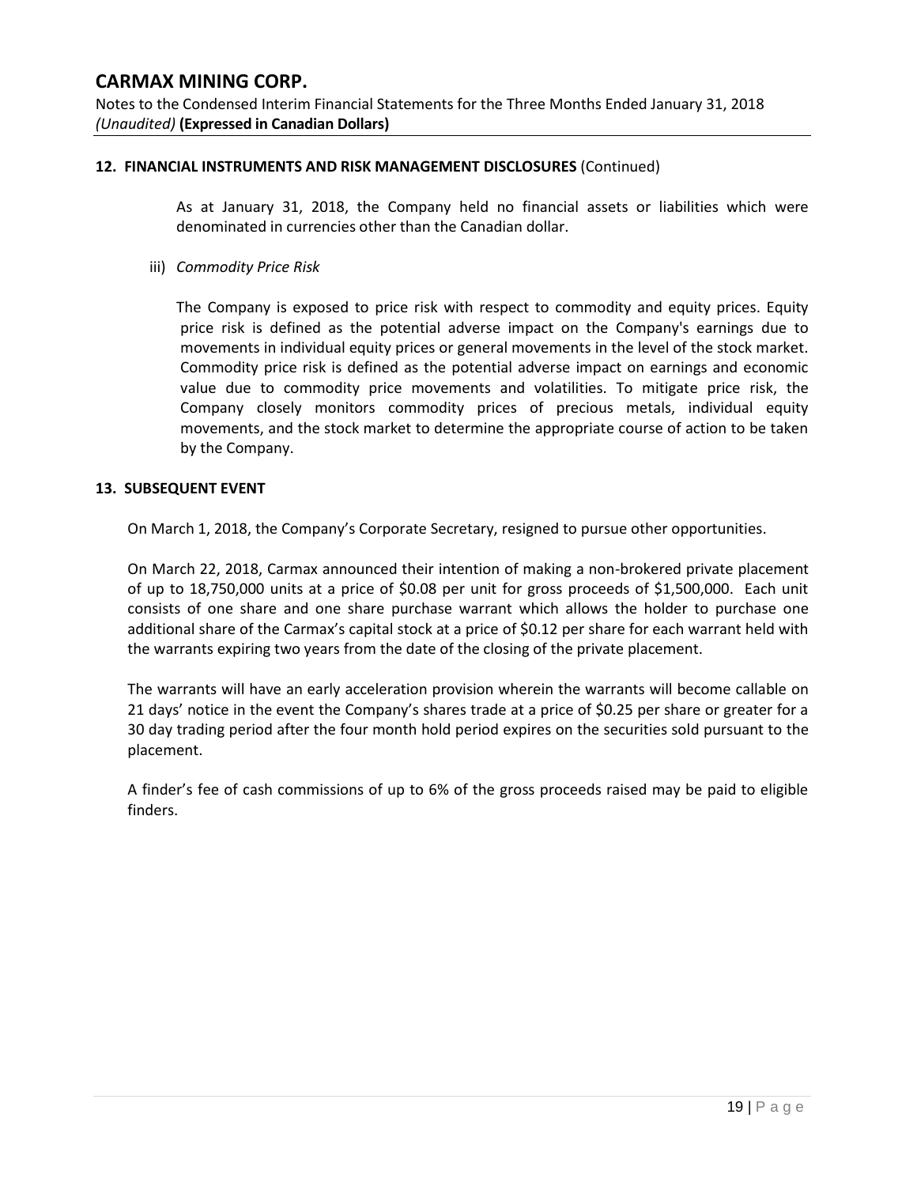## 12. FINANCIAL INSTRUMENTS AND RISK MANAGEMENT DISCLOSURES (Continued)

As at January 31, 2018, the Company held no financial assets or liabilities which were denominated in currencies other than the Canadian dollar.

iii) *Commodity Price Risk*

The Company is exposed to price risk with respect to commodity and equity prices. Equity price risk is defined as the potential adverse impact on the Company's earnings due to movements in individual equity prices or general movements in the level of the stock market. Commodity price risk is defined as the potential adverse impact on earnings and economic value due to commodity price movements and volatilities. To mitigate price risk, the Company closely monitors commodity prices of precious metals, individual equity movements, and the stock market to determine the appropriate course of action to be taken by the Company.

## 13. SUBSEQUENT EVENT

On March 1, 2018, the Company's Corporate Secretary, resigned to pursue other opportunities.

On March 22, 2018, Carmax announced their intention of making a non-brokered private placement of up to 18,750,000 units at a price of $0.08 per unit for gross proceeds of $1,500,000. Each unit consists of one share and one share purchase warrant which allows the holder to purchase one additional share of the Carmax's capital stock at a price of $0.12 per share for each warrant held with the warrants expiring two years from the date of the closing of the private placement.

The warrants will have an early acceleration provision wherein the warrants will become callable on 21 days' notice in the event the Company's shares trade at a price of $0.25 per share or greater for a 30 day trading period after the four month hold period expires on the securities sold pursuant to the placement.

A finder's fee of cash commissions of up to 6% of the gross proceeds raised may be paid to eligible finders.